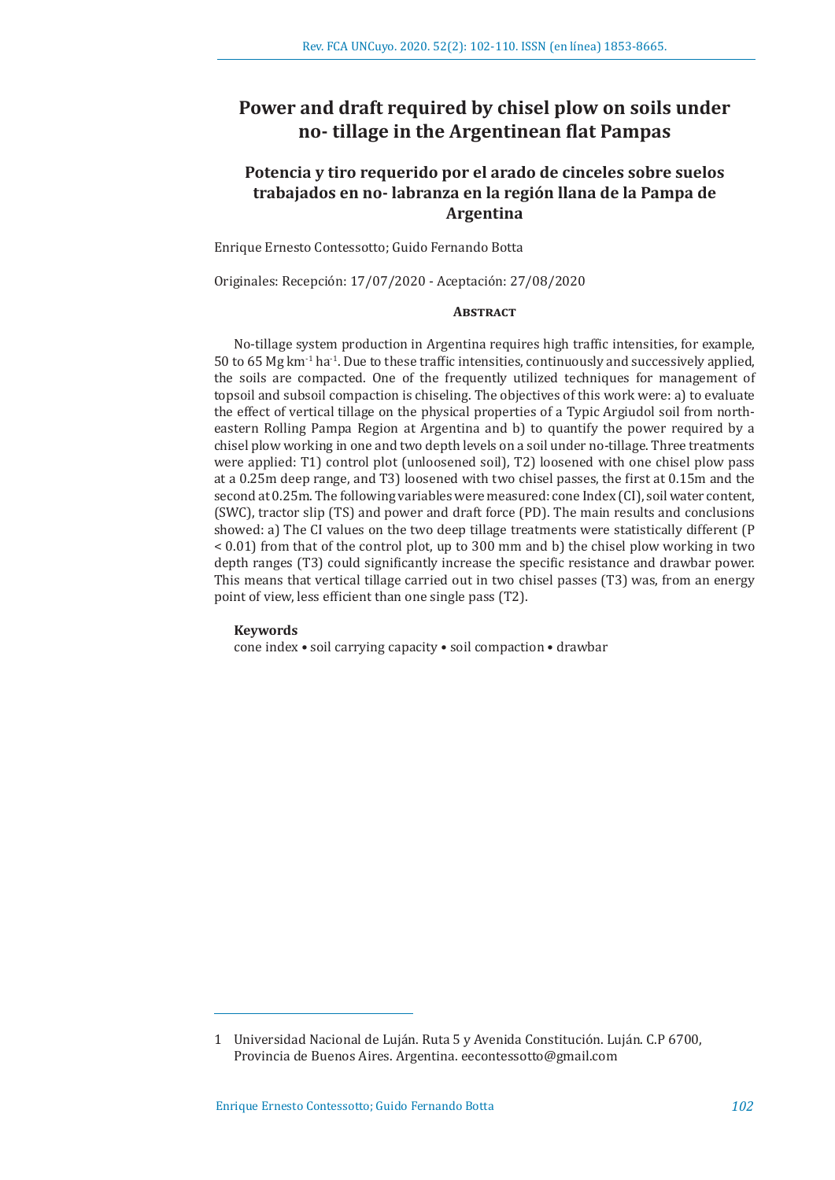# Power and draft required by chisel plow on soils under no- tillage in the Argentinean flat Pampas

## Potencia y tiro requerido por el arado de cinceles sobre suelos trabajados en no- labranza en la región llana de la Pampa de Argentina

Enrique Ernesto Contessotto; Guido Fernando Botta

Originales: Recepción: 17/07/2020 - Aceptación: 27/08/2020

### Abstract

No-tillage system production in Argentina requires high traffic intensities, for example, 50 to 65 Mg $km^{-1}$ $ha^{-1}$. Due to these traffic intensities, continuously and successively applied, the soils are compacted. One of the frequently utilized techniques for management of topsoil and subsoil compaction is chiseling. The objectives of this work were: a) to evaluate the effect of vertical tillage on the physical properties of a Typic Argiudol soil from north-eastern Rolling Pampa Region at Argentina and b) to quantify the power required by a chisel plow working in one and two depth levels on a soil under no-tillage. Three treatments were applied: T1) control plot (unloosened soil), T2) loosened with one chisel plow pass at a 0.25m deep range, and T3) loosened with two chisel passes, the first at 0.15m and the second at 0.25m. The following variables were measured: cone Index (CI), soil water content, (SWC), tractor slip (TS) and power and draft force (PD). The main results and conclusions showed: a) The CI values on the two deep tillage treatments were statistically different ($P < 0.01$) from that of the control plot, up to 300 mm and b) the chisel plow working in two depth ranges (T3) could significantly increase the specific resistance and drawbar power. This means that vertical tillage carried out in two chisel passes (T3) was, from an energy point of view, less efficient than one single pass (T2).

**Keywords**

cone index • soil carrying capacity • soil compaction • drawbar

---

1 Universidad Nacional de Luján. Ruta 5 y Avenida Constitución. Luján. C.P 6700, Provincia de Buenos Aires. Argentina. eecontessotto@gmail.com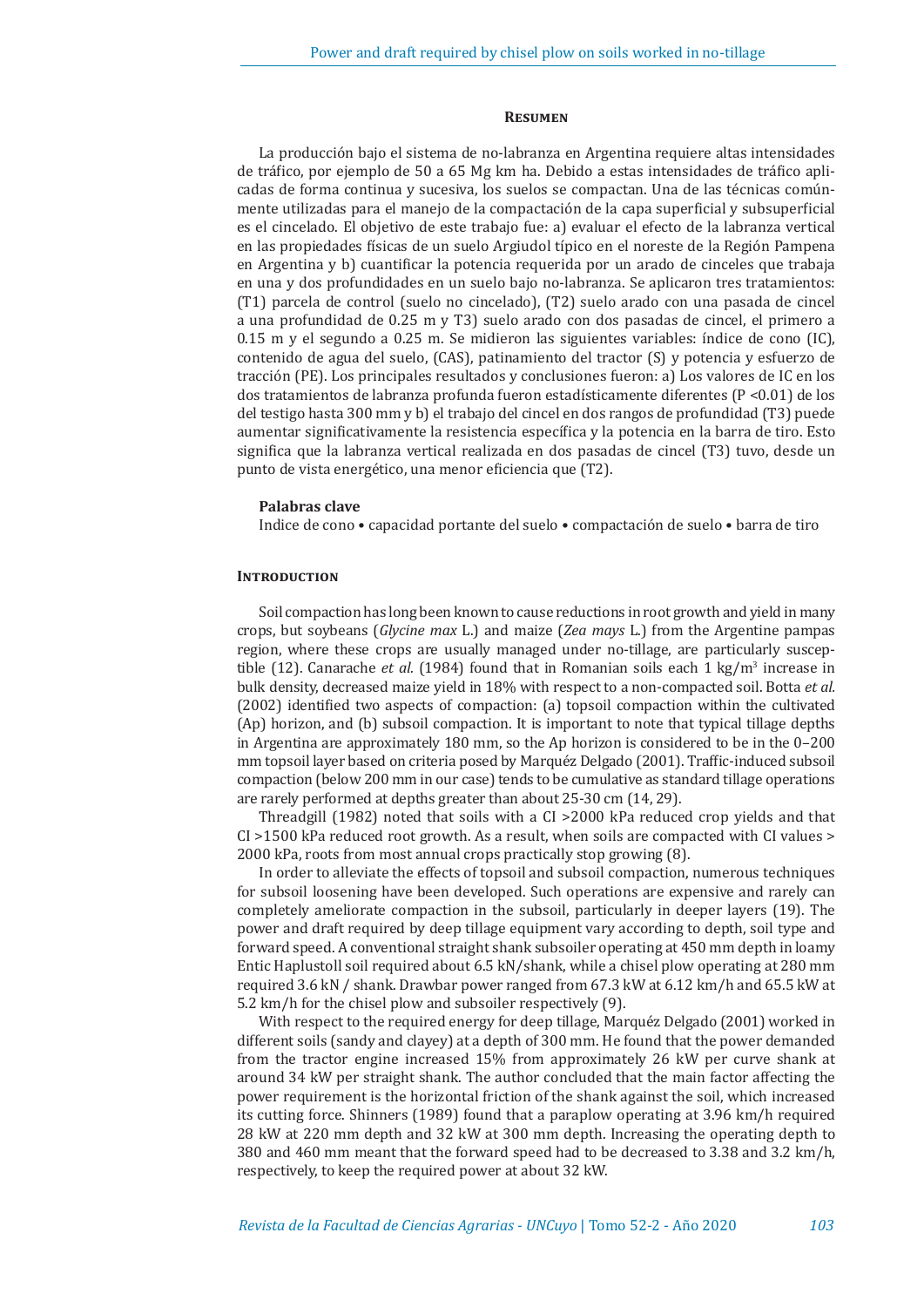## Resumen

La producción bajo el sistema de no-labranza en Argentina requiere altas intensidades de tráfico, por ejemplo de 50 a 65 Mg km ha. Debido a estas intensidades de tráfico aplicadas de forma continua y sucesiva, los suelos se compactan. Una de las técnicas comúnmente utilizadas para el manejo de la compactación de la capa superficial y subsuperficial es el cincelado. El objetivo de este trabajo fue: a) evaluar el efecto de la labranza vertical en las propiedades físicas de un suelo Argiudol típico en el noreste de la Región Pampena en Argentina y b) cuantificar la potencia requerida por un arado de cinceles que trabaja en una y dos profundidades en un suelo bajo no-labranza. Se aplicaron tres tratamientos: (T1) parcela de control (suelo no cincelado), (T2) suelo arado con una pasada de cincel a una profundidad de 0.25 m y T3) suelo arado con dos pasadas de cincel, el primero a 0.15 m y el segundo a 0.25 m. Se midieron las siguientes variables: índice de cono (IC), contenido de agua del suelo, (CAS), patinamiento del tractor (S) y potencia y esfuerzo de tracción (PE). Los principales resultados y conclusiones fueron: a) Los valores de IC en los dos tratamientos de labranza profunda fueron estadísticamente diferentes (P <0.01) de los del testigo hasta 300 mm y b) el trabajo del cincel en dos rangos de profundidad (T3) puede aumentar significativamente la resistencia específica y la potencia en la barra de tiro. Esto significa que la labranza vertical realizada en dos pasadas de cincel (T3) tuvo, desde un punto de vista energético, una menor eficiencia que (T2).

**Palabras clave**

Indice de cono • capacidad portante del suelo • compactación de suelo • barra de tiro

## Introduction

Soil compaction has long been known to cause reductions in root growth and yield in many crops, but soybeans (*Glycine max* L.) and maize (*Zea mays* L.) from the Argentine pampas region, where these crops are usually managed under no-tillage, are particularly susceptible (12). Canarache *et al.* (1984) found that in Romanian soils each 1 kg/m$^3$ increase in bulk density, decreased maize yield in 18% with respect to a non-compacted soil. Botta *et al.* (2002) identified two aspects of compaction: (a) topsoil compaction within the cultivated (Ap) horizon, and (b) subsoil compaction. It is important to note that typical tillage depths in Argentina are approximately 180 mm, so the Ap horizon is considered to be in the 0–200 mm topsoil layer based on criteria posed by Marquéz Delgado (2001). Traffic-induced subsoil compaction (below 200 mm in our case) tends to be cumulative as standard tillage operations are rarely performed at depths greater than about 25-30 cm (14, 29).

Threadgill (1982) noted that soils with a CI >2000 kPa reduced crop yields and that CI >1500 kPa reduced root growth. As a result, when soils are compacted with CI values > 2000 kPa, roots from most annual crops practically stop growing (8).

In order to alleviate the effects of topsoil and subsoil compaction, numerous techniques for subsoil loosening have been developed. Such operations are expensive and rarely can completely ameliorate compaction in the subsoil, particularly in deeper layers (19). The power and draft required by deep tillage equipment vary according to depth, soil type and forward speed. A conventional straight shank subsoiler operating at 450 mm depth in loamy Entic Haplustoll soil required about 6.5 kN/shank, while a chisel plow operating at 280 mm required 3.6 kN / shank. Drawbar power ranged from 67.3 kW at 6.12 km/h and 65.5 kW at 5.2 km/h for the chisel plow and subsoiler respectively (9).

With respect to the required energy for deep tillage, Marquéz Delgado (2001) worked in different soils (sandy and clayey) at a depth of 300 mm. He found that the power demanded from the tractor engine increased 15% from approximately 26 kW per curve shank at around 34 kW per straight shank. The author concluded that the main factor affecting the power requirement is the horizontal friction of the shank against the soil, which increased its cutting force. Shinners (1989) found that a paraplow operating at 3.96 km/h required 28 kW at 220 mm depth and 32 kW at 300 mm depth. Increasing the operating depth to 380 and 460 mm meant that the forward speed had to be decreased to 3.38 and 3.2 km/h, respectively, to keep the required power at about 32 kW.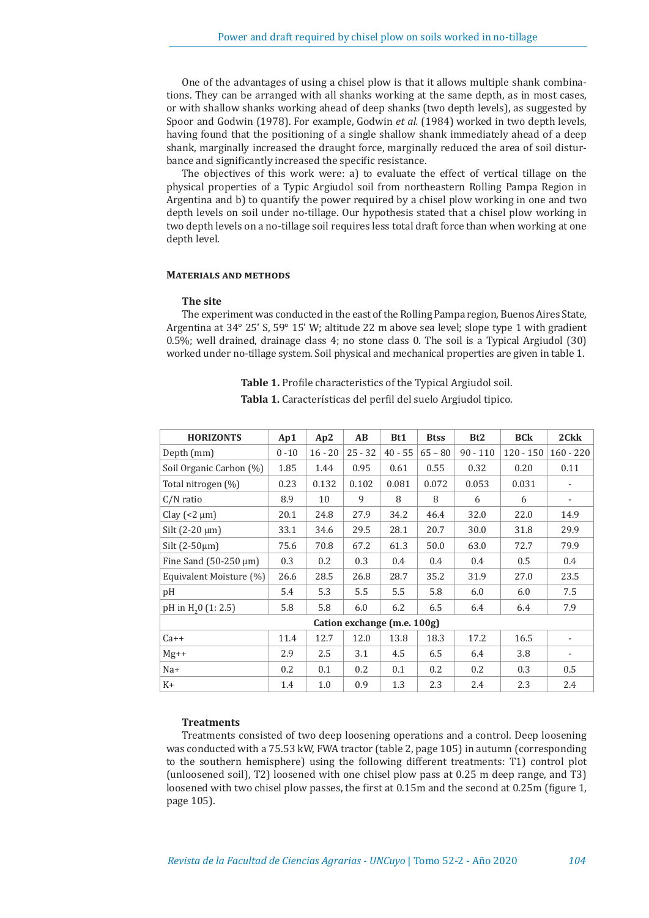One of the advantages of using a chisel plow is that it allows multiple shank combinations. They can be arranged with all shanks working at the same depth, as in most cases, or with shallow shanks working ahead of deep shanks (two depth levels), as suggested by Spoor and Godwin (1978). For example, Godwin *et al.* (1984) worked in two depth levels, having found that the positioning of a single shallow shank immediately ahead of a deep shank, marginally increased the draught force, marginally reduced the area of soil disturbance and significantly increased the specific resistance.

The objectives of this work were: a) to evaluate the effect of vertical tillage on the physical properties of a Typic Argiudol soil from northeastern Rolling Pampa Region in Argentina and b) to quantify the power required by a chisel plow working in one and two depth levels on soil under no-tillage. Our hypothesis stated that a chisel plow working in two depth levels on a no-tillage soil requires less total draft force than when working at one depth level.

## Materials and methods

### The site

The experiment was conducted in the east of the Rolling Pampa region, Buenos Aires State, Argentina at 34° 25' S, 59° 15' W; altitude 22 m above sea level; slope type 1 with gradient 0.5%; well drained, drainage class 4; no stone class 0. The soil is a Typical Argiudol (30) worked under no-tillage system. Soil physical and mechanical properties are given in table 1.

**Table 1.** Profile characteristics of the Typical Argiudol soil.

**Tabla 1.** Características del perfil del suelo Argiudol tipico.

| HORIZONTS | Ap1 | Ap2 | AB | Bt1 | Btss | Bt2 | BCk | 2Ckk |
|---|---|---|---|---|---|---|---|---|
| Depth (mm) | 0 - 10 | 16 - 20 | 25 - 32 | 40 - 55 | 65 – 80 | 90 - 110 | 120 - 150 | 160 - 220 |
| Soil Organic Carbon (%) | 1.85 | 1.44 | 0.95 | 0.61 | 0.55 | 0.32 | 0.20 | 0.11 |
| Total nitrogen (%) | 0.23 | 0.132 | 0.102 | 0.081 | 0.072 | 0.053 | 0.031 | - |
| C/N ratio | 8.9 | 10 | 9 | 8 | 8 | 6 | 6 | - |
| Clay (<2 μm) | 20.1 | 24.8 | 27.9 | 34.2 | 46.4 | 32.0 | 22.0 | 14.9 |
| Silt (2-20 μm) | 33.1 | 34.6 | 29.5 | 28.1 | 20.7 | 30.0 | 31.8 | 29.9 |
| Silt (2-50μm) | 75.6 | 70.8 | 67.2 | 61.3 | 50.0 | 63.0 | 72.7 | 79.9 |
| Fine Sand (50-250 μm) | 0.3 | 0.2 | 0.3 | 0.4 | 0.4 | 0.4 | 0.5 | 0.4 |
| Equivalent Moisture (%) | 26.6 | 28.5 | 26.8 | 28.7 | 35.2 | 31.9 | 27.0 | 23.5 |
| pH | 5.4 | 5.3 | 5.5 | 5.5 | 5.8 | 6.0 | 6.0 | 7.5 |
| pH in $H_20$ (1: 2.5) | 5.8 | 5.8 | 6.0 | 6.2 | 6.5 | 6.4 | 6.4 | 7.9 |
| **Cation exchange (m.e. 100g)** | | | | | | | | |
| Ca++ | 11.4 | 12.7 | 12.0 | 13.8 | 18.3 | 17.2 | 16.5 | - |
| Mg++ | 2.9 | 2.5 | 3.1 | 4.5 | 6.5 | 6.4 | 3.8 | - |
| Na+ | 0.2 | 0.1 | 0.2 | 0.1 | 0.2 | 0.2 | 0.3 | 0.5 |
| K+ | 1.4 | 1.0 | 0.9 | 1.3 | 2.3 | 2.4 | 2.3 | 2.4 |

### Treatments

Treatments consisted of two deep loosening operations and a control. Deep loosening was conducted with a 75.53 kW, FWA tractor (table 2, page 105) in autumn (corresponding to the southern hemisphere) using the following different treatments: T1) control plot (unloosened soil), T2) loosened with one chisel plow pass at 0.25 m deep range, and T3) loosened with two chisel plow passes, the first at 0.15m and the second at 0.25m (figure 1, page 105).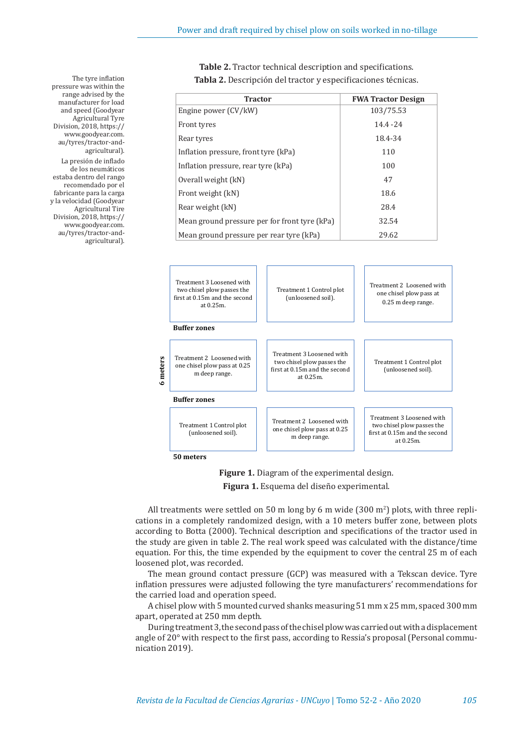The tyre inflation pressure was within the range advised by the manufacturer for load and speed (Goodyear Agricultural Tyre Division, 2018, https://www.goodyear.com.au/tyres/tractor-and-agricultural).

La presión de inflado de los neumáticos estaba dentro del rango recomendado por el fabricante para la carga y la velocidad (Goodyear Agricultural Tire Division, 2018, https://www.goodyear.com.au/tyres/tractor-and-agricultural).

**Table 2.** Tractor technical description and specifications.
**Tabla 2.** Descripción del tractor y especificaciones técnicas.

| Tractor | FWA Tractor Design |
|---|---|
| Engine power (CV/kW) | 103/75.53 |
| Front tyres | 14.4 -24 |
| Rear tyres | 18.4-34 |
| Inflation pressure, front tyre (kPa) | 110 |
| Inflation pressure, rear tyre (kPa) | 100 |
| Overall weight (kN) | 47 |
| Front weight (kN) | 18.6 |
| Rear weight (kN) | 28.4 |
| Mean ground pressure per for front tyre (kPa) | 32.54 |
| Mean ground pressure per rear tyre (kPa) | 29.62 |

| Treatment 3 Loosened with two chisel plow passes the first at 0.15m and the second at 0.25m. | Treatment 1 Control plot (unloosened soil). | Treatment 2 Loosened with one chisel plow pass at 0.25 m deep range. |
|---|---|---|
| **Buffer zones** | | |
| Treatment 2 Loosened with one chisel plow pass at 0.25 m deep range. | Treatment 3 Loosened with two chisel plow passes the first at 0.15m and the second at 0.25m. | Treatment 1 Control plot (unloosened soil). |
| **Buffer zones** | | |
| Treatment 1 Control plot (unloosened soil). | Treatment 2 Loosened with one chisel plow pass at 0.25 m deep range. | Treatment 3 Loosened with two chisel plow passes the first at 0.15m and the second at 0.25m. |

**6 meters**

**50 meters**

**Figure 1.** Diagram of the experimental design.
**Figura 1.** Esquema del diseño experimental.

All treatments were settled on 50 m long by 6 m wide (300 m$^2$) plots, with three replications in a completely randomized design, with a 10 meters buffer zone, between plots according to Botta (2000). Technical description and specifications of the tractor used in the study are given in table 2. The real work speed was calculated with the distance/time equation. For this, the time expended by the equipment to cover the central 25 m of each loosened plot, was recorded.

The mean ground contact pressure (GCP) was measured with a Tekscan device. Tyre inflation pressures were adjusted following the tyre manufacturers' recommendations for the carried load and operation speed.

A chisel plow with 5 mounted curved shanks measuring 51 mm x 25 mm, spaced 300 mm apart, operated at 250 mm depth.

During treatment 3, the second pass of the chisel plow was carried out with a displacement angle of 20° with respect to the first pass, according to Ressia's proposal (Personal communication 2019).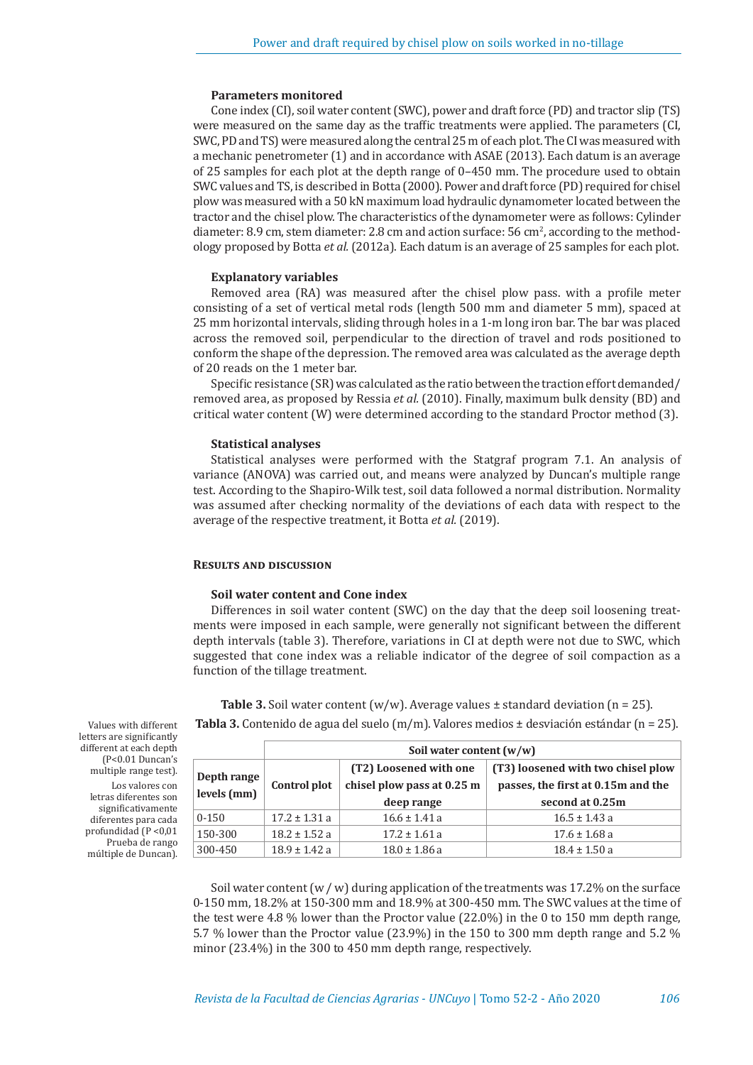### Parameters monitored

Cone index (CI), soil water content (SWC), power and draft force (PD) and tractor slip (TS) were measured on the same day as the traffic treatments were applied. The parameters (CI, SWC, PD and TS) were measured along the central 25 m of each plot. The CI was measured with a mechanic penetrometer (1) and in accordance with ASAE (2013). Each datum is an average of 25 samples for each plot at the depth range of 0–450 mm. The procedure used to obtain SWC values and TS, is described in Botta (2000). Power and draft force (PD) required for chisel plow was measured with a 50 kN maximum load hydraulic dynamometer located between the tractor and the chisel plow. The characteristics of the dynamometer were as follows: Cylinder diameter: 8.9 cm, stem diameter: 2.8 cm and action surface: 56 $cm^2$, according to the methodology proposed by Botta *et al.* (2012a). Each datum is an average of 25 samples for each plot.

### Explanatory variables

Removed area (RA) was measured after the chisel plow pass. with a profile meter consisting of a set of vertical metal rods (length 500 mm and diameter 5 mm), spaced at 25 mm horizontal intervals, sliding through holes in a 1-m long iron bar. The bar was placed across the removed soil, perpendicular to the direction of travel and rods positioned to conform the shape of the depression. The removed area was calculated as the average depth of 20 reads on the 1 meter bar.

Specific resistance (SR) was calculated as the ratio between the traction effort demanded/ removed area, as proposed by Ressia *et al.* (2010). Finally, maximum bulk density (BD) and critical water content (W) were determined according to the standard Proctor method (3).

### Statistical analyses

Statistical analyses were performed with the Statgraf program 7.1. An analysis of variance (ANOVA) was carried out, and means were analyzed by Duncan's multiple range test. According to the Shapiro-Wilk test, soil data followed a normal distribution. Normality was assumed after checking normality of the deviations of each data with respect to the average of the respective treatment, it Botta *et al.* (2019).

## Results and discussion

### Soil water content and Cone index

Differences in soil water content (SWC) on the day that the deep soil loosening treatments were imposed in each sample, were generally not significant between the different depth intervals (table 3). Therefore, variations in CI at depth were not due to SWC, which suggested that cone index was a reliable indicator of the degree of soil compaction as a function of the tillage treatment.

**Table 3.** Soil water content (w/w). Average values ± standard deviation (n = 25).

**Tabla 3.** Contenido de agua del suelo (m/m). Valores medios ± desviación estándar (n = 25).

| Depth range levels (mm) | Soil water content (w/w) | | |
|---|---|---|---|
| | Control plot | (T2) Loosened with one chisel plow pass at 0.25 m deep range | (T3) loosened with two chisel plow passes, the first at 0.15m and the second at 0.25m |
| 0-150 | 17.2 ± 1.31 a | 16.6 ± 1.41 a | 16.5 ± 1.43 a |
| 150-300 | 18.2 ± 1.52 a | 17.2 ± 1.61 a | 17.6 ± 1.68 a |
| 300-450 | 18.9 ± 1.42 a | 18.0 ± 1.86 a | 18.4 ± 1.50 a |

Values with different letters are significantly different at each depth ($P<0.01$ Duncan's multiple range test).

Los valores con letras diferentes son significativamente diferentes para cada profundidad ($P<0{,}01$ Prueba de rango múltiple de Duncan).

Soil water content (w / w) during application of the treatments was 17.2% on the surface 0-150 mm, 18.2% at 150-300 mm and 18.9% at 300-450 mm. The SWC values at the time of the test were 4.8 % lower than the Proctor value (22.0%) in the 0 to 150 mm depth range, 5.7 % lower than the Proctor value (23.9%) in the 150 to 300 mm depth range and 5.2 % minor (23.4%) in the 300 to 450 mm depth range, respectively.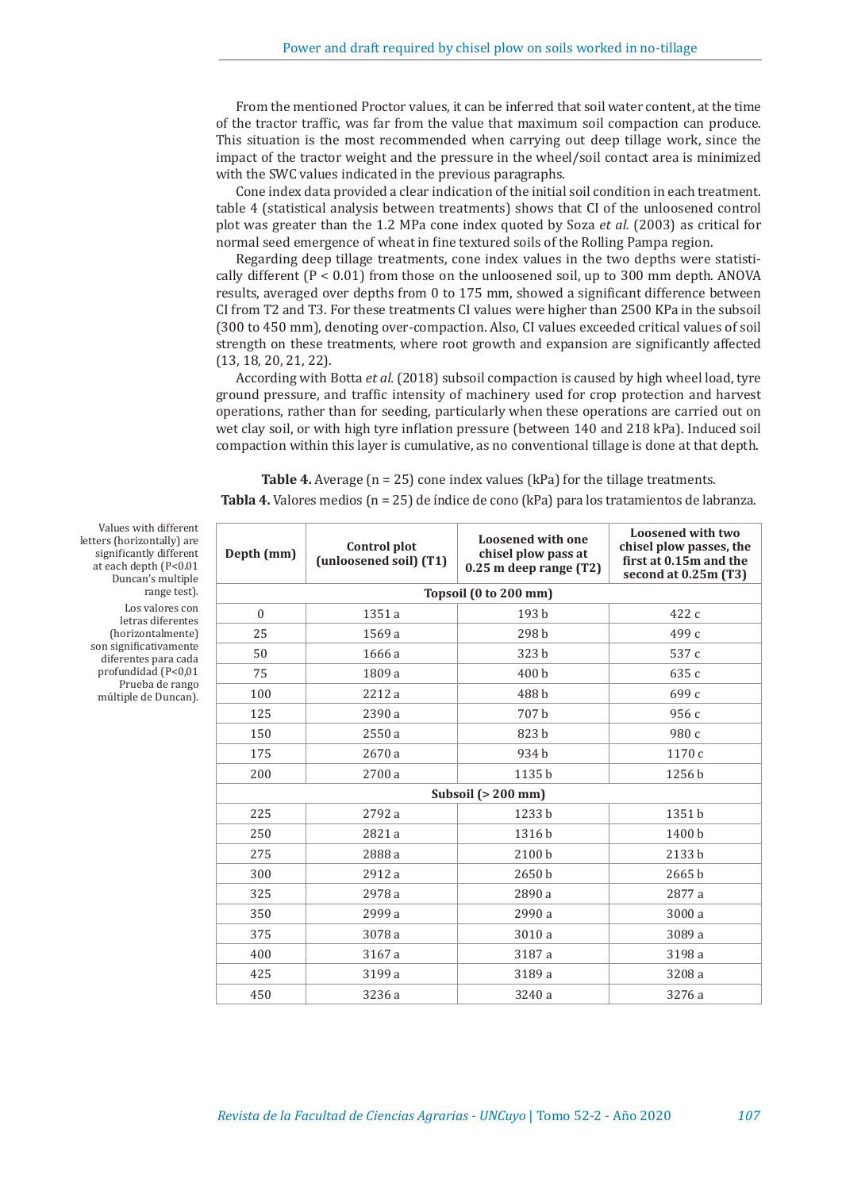From the mentioned Proctor values, it can be inferred that soil water content, at the time of the tractor traffic, was far from the value that maximum soil compaction can produce. This situation is the most recommended when carrying out deep tillage work, since the impact of the tractor weight and the pressure in the wheel/soil contact area is minimized with the SWC values indicated in the previous paragraphs.

Cone index data provided a clear indication of the initial soil condition in each treatment. table 4 (statistical analysis between treatments) shows that CI of the unloosened control plot was greater than the 1.2 MPa cone index quoted by Soza *et al.* (2003) as critical for normal seed emergence of wheat in fine textured soils of the Rolling Pampa region.

Regarding deep tillage treatments, cone index values in the two depths were statistically different ($P < 0.01$) from those on the unloosened soil, up to 300 mm depth. ANOVA results, averaged over depths from 0 to 175 mm, showed a significant difference between CI from T2 and T3. For these treatments CI values were higher than 2500 KPa in the subsoil (300 to 450 mm), denoting over-compaction. Also, CI values exceeded critical values of soil strength on these treatments, where root growth and expansion are significantly affected (13, 18, 20, 21, 22).

According with Botta *et al.* (2018) subsoil compaction is caused by high wheel load, tyre ground pressure, and traffic intensity of machinery used for crop protection and harvest operations, rather than for seeding, particularly when these operations are carried out on wet clay soil, or with high tyre inflation pressure (between 140 and 218 kPa). Induced soil compaction within this layer is cumulative, as no conventional tillage is done at that depth.

**Table 4.** Average (n = 25) cone index values (kPa) for the tillage treatments.
**Tabla 4.** Valores medios (n = 25) de índice de cono (kPa) para los tratamientos de labranza.

| Depth (mm) | Control plot (unloosened soil) (T1) | Loosened with one chisel plow pass at 0.25 m deep range (T2) | Loosened with two chisel plow passes, the first at 0.15m and the second at 0.25m (T3) |
|---|---|---|---|
| **Topsoil (0 to 200 mm)** | | | |
| 0 | 1351 a | 193 b | 422 c |
| 25 | 1569 a | 298 b | 499 c |
| 50 | 1666 a | 323 b | 537 c |
| 75 | 1809 a | 400 b | 635 c |
| 100 | 2212 a | 488 b | 699 c |
| 125 | 2390 a | 707 b | 956 c |
| 150 | 2550 a | 823 b | 980 c |
| 175 | 2670 a | 934 b | 1170 c |
| 200 | 2700 a | 1135 b | 1256 b |
| **Subsoil (> 200 mm)** | | | |
| 225 | 2792 a | 1233 b | 1351 b |
| 250 | 2821 a | 1316 b | 1400 b |
| 275 | 2888 a | 2100 b | 2133 b |
| 300 | 2912 a | 2650 b | 2665 b |
| 325 | 2978 a | 2890 a | 2877 a |
| 350 | 2999 a | 2990 a | 3000 a |
| 375 | 3078 a | 3010 a | 3089 a |
| 400 | 3167 a | 3187 a | 3198 a |
| 425 | 3199 a | 3189 a | 3208 a |
| 450 | 3236 a | 3240 a | 3276 a |

Values with different letters (horizontally) are significantly different at each depth ($P<0.01$ Duncan's multiple range test).
Los valores con letras diferentes (horizontalmente) son significativamente diferentes para cada profundidad ($P<0{,}01$ Prueba de rango múltiple de Duncan).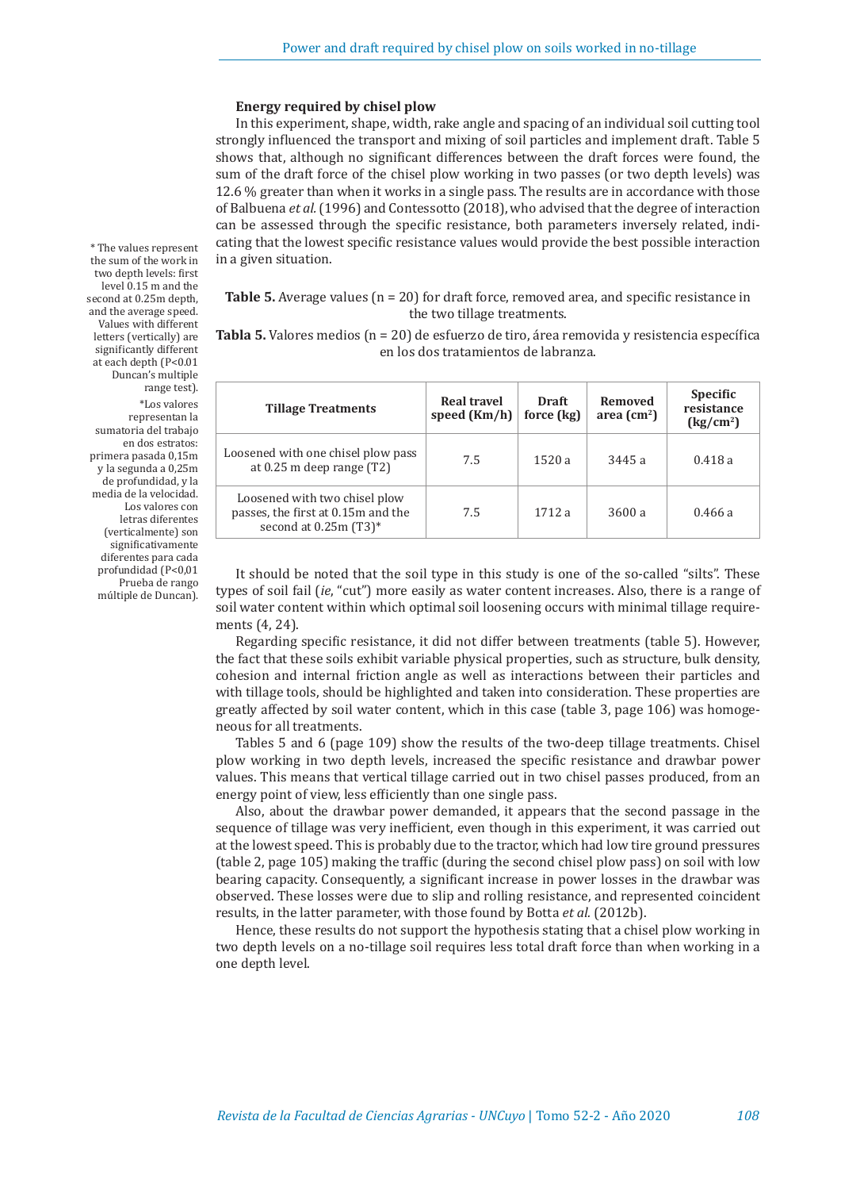### Energy required by chisel plow

In this experiment, shape, width, rake angle and spacing of an individual soil cutting tool strongly influenced the transport and mixing of soil particles and implement draft. Table 5 shows that, although no significant differences between the draft forces were found, the sum of the draft force of the chisel plow working in two passes (or two depth levels) was 12.6 % greater than when it works in a single pass. The results are in accordance with those of Balbuena *et al.* (1996) and Contessotto (2018), who advised that the degree of interaction can be assessed through the specific resistance, both parameters inversely related, indicating that the lowest specific resistance values would provide the best possible interaction in a given situation.

**Table 5.** Average values (n = 20) for draft force, removed area, and specific resistance in the two tillage treatments.

**Tabla 5.** Valores medios (n = 20) de esfuerzo de tiro, área removida y resistencia específica en los dos tratamientos de labranza.

| Tillage Treatments | Real travel speed (Km/h) | Draft force (kg) | Removed area ($cm^2$) | Specific resistance ($kg/cm^2$) |
|---|---|---|---|---|
| Loosened with one chisel plow pass at 0.25 m deep range (T2) | 7.5 | 1520 a | 3445 a | 0.418 a |
| Loosened with two chisel plow passes, the first at 0.15m and the second at 0.25m (T3)* | 7.5 | 1712 a | 3600 a | 0.466 a |

\* The values represent the sum of the work in two depth levels: first level 0.15 m and the second at 0.25m depth, and the average speed. Values with different letters (vertically) are significantly different at each depth (P<0.01 Duncan's multiple range test).

*Los valores representan la sumatoria del trabajo en dos estratos: primera pasada 0,15m y la segunda a 0,25m de profundidad, y la media de la velocidad. Los valores con letras diferentes (verticalmente) son significativamente diferentes para cada profundidad (P<0,01 Prueba de rango múltiple de Duncan).

It should be noted that the soil type in this study is one of the so-called "silts". These types of soil fail (*ie*, "cut") more easily as water content increases. Also, there is a range of soil water content within which optimal soil loosening occurs with minimal tillage requirements (4, 24).

Regarding specific resistance, it did not differ between treatments (table 5). However, the fact that these soils exhibit variable physical properties, such as structure, bulk density, cohesion and internal friction angle as well as interactions between their particles and with tillage tools, should be highlighted and taken into consideration. These properties are greatly affected by soil water content, which in this case (table 3, page 106) was homogeneous for all treatments.

Tables 5 and 6 (page 109) show the results of the two-deep tillage treatments. Chisel plow working in two depth levels, increased the specific resistance and drawbar power values. This means that vertical tillage carried out in two chisel passes produced, from an energy point of view, less efficiently than one single pass.

Also, about the drawbar power demanded, it appears that the second passage in the sequence of tillage was very inefficient, even though in this experiment, it was carried out at the lowest speed. This is probably due to the tractor, which had low tire ground pressures (table 2, page 105) making the traffic (during the second chisel plow pass) on soil with low bearing capacity. Consequently, a significant increase in power losses in the drawbar was observed. These losses were due to slip and rolling resistance, and represented coincident results, in the latter parameter, with those found by Botta *et al.* (2012b).

Hence, these results do not support the hypothesis stating that a chisel plow working in two depth levels on a no-tillage soil requires less total draft force than when working in a one depth level.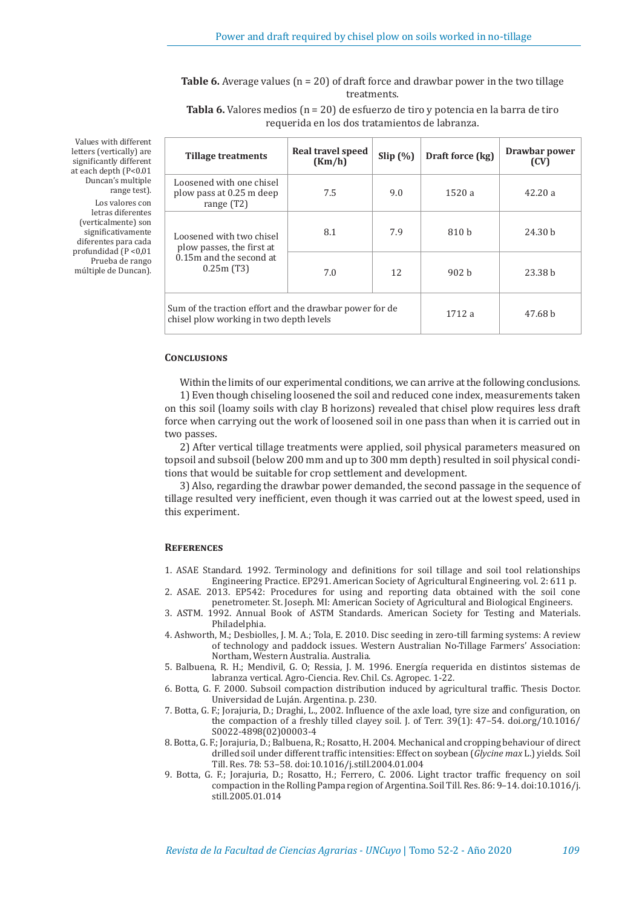**Table 6.** Average values (n = 20) of draft force and drawbar power in the two tillage treatments.

**Tabla 6.** Valores medios (n = 20) de esfuerzo de tiro y potencia en la barra de tiro requerida en los dos tratamientos de labranza.

| Tillage treatments | Real travel speed (Km/h) | Slip (%) | Draft force (kg) | Drawbar power (CV) |
|---|---|---|---|---|
| Loosened with one chisel plow pass at 0.25 m deep range (T2) | 7.5 | 9.0 | 1520 a | 42.20 a |
| Loosened with two chisel plow passes, the first at 0.15m and the second at 0.25m (T3) | 8.1 | 7.9 | 810 b | 24.30 b |
| | 7.0 | 12 | 902 b | 23.38 b |
| Sum of the traction effort and the drawbar power for de chisel plow working in two depth levels | | | 1712 a | 47.68 b |

Values with different letters (vertically) are significantly different at each depth (P<0.01 Duncan's multiple range test).

Los valores con letras diferentes (verticalmente) son significativamente diferentes para cada profundidad (P <0,01 Prueba de rango múltiple de Duncan).

## Conclusions

Within the limits of our experimental conditions, we can arrive at the following conclusions.

1) Even though chiseling loosened the soil and reduced cone index, measurements taken on this soil (loamy soils with clay B horizons) revealed that chisel plow requires less draft force when carrying out the work of loosened soil in one pass than when it is carried out in two passes.

2) After vertical tillage treatments were applied, soil physical parameters measured on topsoil and subsoil (below 200 mm and up to 300 mm depth) resulted in soil physical conditions that would be suitable for crop settlement and development.

3) Also, regarding the drawbar power demanded, the second passage in the sequence of tillage resulted very inefficient, even though it was carried out at the lowest speed, used in this experiment.

## References

1. ASAE Standard. 1992. Terminology and definitions for soil tillage and soil tool relationships Engineering Practice. EP291. American Society of Agricultural Engineering. vol. 2: 611 p.
2. ASAE. 2013. EP542: Procedures for using and reporting data obtained with the soil cone penetrometer. St. Joseph. MI: American Society of Agricultural and Biological Engineers.
3. ASTM. 1992. Annual Book of ASTM Standards. American Society for Testing and Materials. Philadelphia.
4. Ashworth, M.; Desbiolles, J. M. A.; Tola, E. 2010. Disc seeding in zero-till farming systems: A review of technology and paddock issues. Western Australian No-Tillage Farmers' Association: Northam, Western Australia. Australia.
5. Balbuena, R. H.; Mendivil, G. O; Ressia, J. M. 1996. Energía requerida en distintos sistemas de labranza vertical. Agro-Ciencia. Rev. Chil. Cs. Agropec. 1-22.
6. Botta, G. F. 2000. Subsoil compaction distribution induced by agricultural traffic. Thesis Doctor. Universidad de Luján. Argentina. p. 230.
7. Botta, G. F.; Jorajuria, D.; Draghi, L., 2002. Influence of the axle load, tyre size and configuration, on the compaction of a freshly tilled clayey soil. J. of Terr. 39(1): 47–54. doi.org/10.1016/S0022-4898(02)00003-4
8. Botta, G. F.; Jorajuria, D.; Balbuena, R.; Rosatto, H. 2004. Mechanical and cropping behaviour of direct drilled soil under different traffic intensities: Effect on soybean (*Glycine max* L.) yields. Soil Till. Res. 78: 53–58. doi:10.1016/j.still.2004.01.004
9. Botta, G. F.; Jorajuria, D.; Rosatto, H.; Ferrero, C. 2006. Light tractor traffic frequency on soil compaction in the Rolling Pampa region of Argentina. Soil Till. Res. 86: 9–14. doi:10.1016/j.still.2005.01.014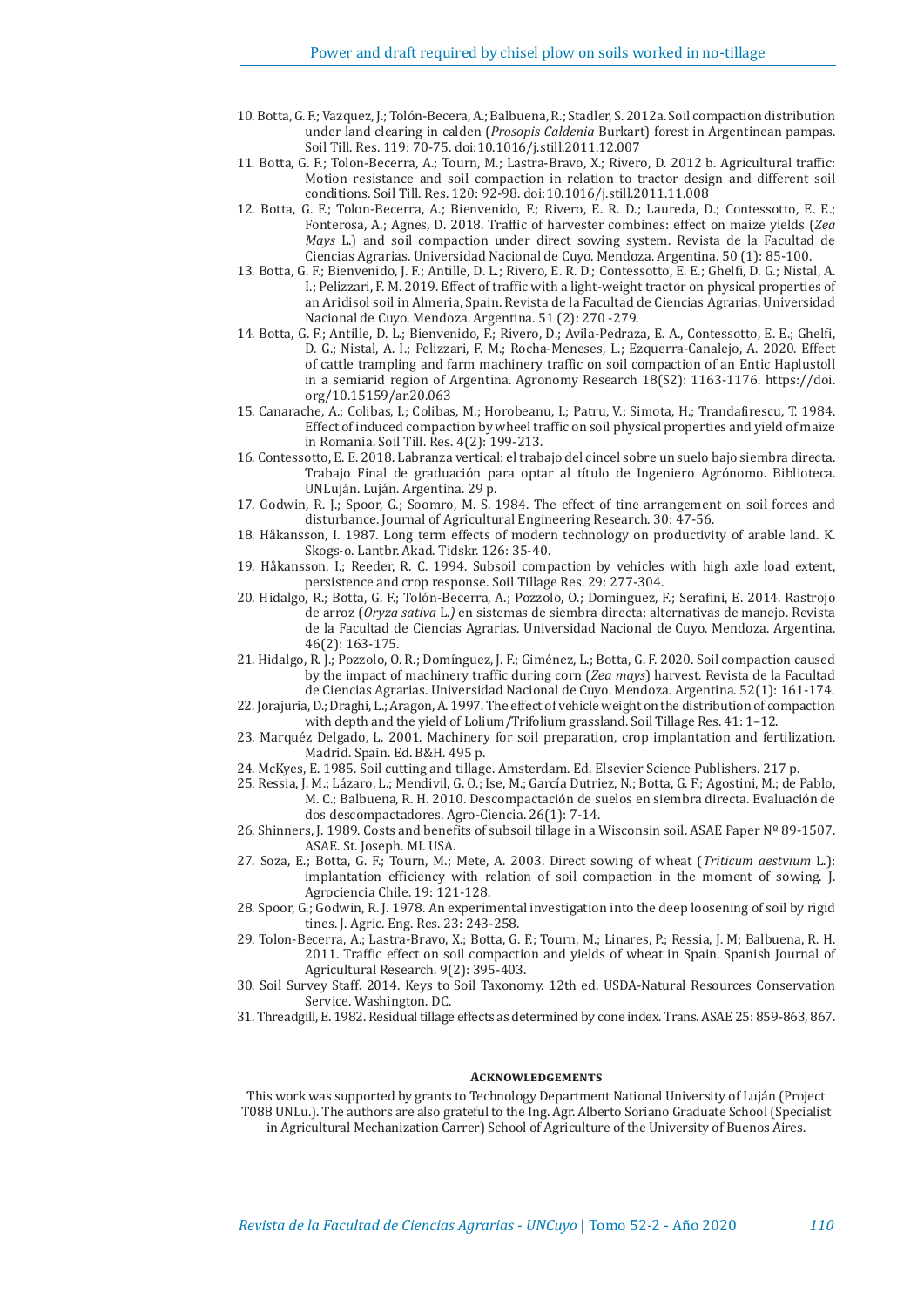10. Botta, G. F.; Vazquez, J.; Tolón-Becera, A.; Balbuena, R.; Stadler, S. 2012a. Soil compaction distribution under land clearing in calden (*Prosopis Caldenia* Burkart) forest in Argentinean pampas. Soil Till. Res. 119: 70-75. doi:10.1016/j.stilldi.2011.12.007
11. Botta, G. F.; Tolon-Becerra, A.; Tourn, M.; Lastra-Bravo, X.; Rivero, D. 2012 b. Agricultural traffic: Motion resistance and soil compaction in relation to tractor design and different soil conditions. Soil Till. Res. 120: 92-98. doi:10.1016/j.still.2011.11.008
12. Botta, G. F.; Tolon-Becerra, A.; Bienvenido, F.; Rivero, E. R. D.; Laureda, D.; Contessotto, E. E.; Fonterosa, A.; Agnes, D. 2018. Traffic of harvester combines: effect on maize yields (*Zea Mays* L.) and soil compaction under direct sowing system. Revista de la Facultad de Ciencias Agrarias. Universidad Nacional de Cuyo. Mendoza. Argentina. 50 (1): 85-100.
13. Botta, G. F.; Bienvenido, J. F.; Antille, D. L.; Rivero, E. R. D.; Contessotto, E. E.; Ghelfi, D. G.; Nistal, A. I.; Pelizzari, F. M. 2019. Effect of traffic with a light-weight tractor on physical properties of an Aridisol soil in Almeria, Spain. Revista de la Facultad de Ciencias Agrarias. Universidad Nacional de Cuyo. Mendoza. Argentina. 51 (2): 270 -279.
14. Botta, G. F.; Antille, D. L.; Bienvenido, F.; Rivero, D.; Avila-Pedraza, E. A., Contessotto, E. E.; Ghelfi, D. G.; Nistal, A. I.; Pelizzari, F. M.; Rocha-Meneses, L.; Ezquerra-Canalejo, A. 2020. Effect of cattle trampling and farm machinery traffic on soil compaction of an Entic Haplustoll in a semiarid region of Argentina. Agronomy Research 18(S2): 1163-1176. https://doi.org/10.15159/ar.20.063
15. Canarache, A.; Colibas, I.; Colibas, M.; Horobeanu, I.; Patru, V.; Simota, H.; Trandafirescu, T. 1984. Effect of induced compaction by wheel traffic on soil physical properties and yield of maize in Romania. Soil Till. Res. 4(2): 199-213.
16. Contessotto, E. E. 2018. Labranza vertical: el trabajo del cincel sobre un suelo bajo siembra directa. Trabajo Final de graduación para optar al título de Ingeniero Agrónomo. Biblioteca. UNLuján. Luján. Argentina. 29 p.
17. Godwin, R. J.; Spoor, G.; Soomro, M. S. 1984. The effect of tine arrangement on soil forces and disturbance. Journal of Agricultural Engineering Research. 30: 47-56.
18. Håkansson, I. 1987. Long term effects of modern technology on productivity of arable land. K. Skogs-o. Lantbr. Akad. Tidskr. 126: 35-40.
19. Håkansson, I.; Reeder, R. C. 1994. Subsoil compaction by vehicles with high axle load extent, persistence and crop response. Soil Tillage Res. 29: 277-304.
20. Hidalgo, R.; Botta, G. F.; Tolón-Becerra, A.; Pozzolo, O.; Dominguez, F.; Serafini, E. 2014. Rastrojo de arroz (*Oryza sativa* L.*)* en sistemas de siembra directa: alternativas de manejo. Revista de la Facultad de Ciencias Agrarias. Universidad Nacional de Cuyo. Mendoza. Argentina. 46(2): 163-175.
21. Hidalgo, R. J.; Pozzolo, O. R.; Domínguez, J. F.; Giménez, L.; Botta, G. F. 2020. Soil compaction caused by the impact of machinery traffic during corn (*Zea mays*) harvest. Revista de la Facultad de Ciencias Agrarias. Universidad Nacional de Cuyo. Mendoza. Argentina. 52(1): 161-174.
22. Jorajuria, D.; Draghi, L.; Aragon, A. 1997. The effect of vehicle weight on the distribution of compaction with depth and the yield of Lolium/Trifolium grassland. Soil Tillage Res. 41: 1–12.
23. Marquéz Delgado, L. 2001. Machinery for soil preparation, crop implantation and fertilization. Madrid. Spain. Ed. B&H. 495 p.
24. McKyes, E. 1985. Soil cutting and tillage. Amsterdam. Ed. Elsevier Science Publishers. 217 p.
25. Ressia, J. M.; Lázaro, L.; Mendivil, G. O.; Ise, M.; García Dutriez, N.; Botta, G. F.; Agostini, M.; de Pablo, M. C.; Balbuena, R. H. 2010. Descompactación de suelos en siembra directa. Evaluación de dos descompactadores. Agro-Ciencia. 26(1): 7-14.
26. Shinners, J. 1989. Costs and benefits of subsoil tillage in a Wisconsin soil. ASAE Paper Nº 89-1507. ASAE. St. Joseph. MI. USA.
27. Soza, E.; Botta, G. F.; Tourn, M.; Mete, A. 2003. Direct sowing of wheat (*Triticum aestvium* L.): implantation efficiency with relation of soil compaction in the moment of sowing. J. Agrociencia Chile. 19: 121-128.
28. Spoor, G.; Godwin, R. J. 1978. An experimental investigation into the deep loosening of soil by rigid tines. J. Agric. Eng. Res. 23: 243-258.
29. Tolon-Becerra, A.; Lastra-Bravo, X.; Botta, G. F.; Tourn, M.; Linares, P.; Ressia, J. M; Balbuena, R. H. 2011. Traffic effect on soil compaction and yields of wheat in Spain. Spanish Journal of Agricultural Research. 9(2): 395-403.
30. Soil Survey Staff. 2014. Keys to Soil Taxonomy. 12th ed. USDA-Natural Resources Conservation Service. Washington. DC.
31. Threadgill, E. 1982. Residual tillage effects as determined by cone index. Trans. ASAE 25: 859-863, 867.

## Acknowledgements

This work was supported by grants to Technology Department National University of Luján (Project T088 UNLu.). The authors are also grateful to the Ing. Agr. Alberto Soriano Graduate School (Specialist in Agricultural Mechanization Carrer) School of Agriculture of the University of Buenos Aires.